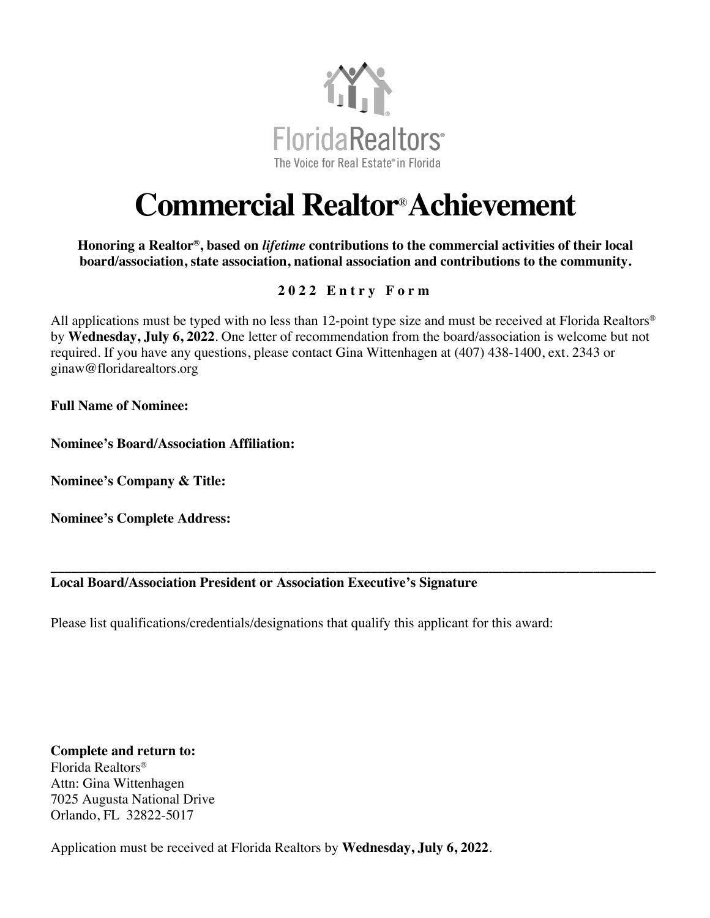FloridaRealtors®
The Voice for Real Estate® in Florida

# Commercial Realtor® Achievement

**Honoring a Realtor®, based on *lifetime* contributions to the commercial activities of their local board/association, state association, national association and contributions to the community.**

**2022 Entry Form**

All applications must be typed with no less than 12-point type size and must be received at Florida Realtors® by **Wednesday, July 6, 2022**. One letter of recommendation from the board/association is welcome but not required. If you have any questions, please contact Gina Wittenhagen at (407) 438-1400, ext. 2343 or ginaw@floridarealtors.org

**Full Name of Nominee:**

**Nominee's Board/Association Affiliation:**

**Nominee's Company & Title:**

**Nominee's Complete Address:**

______________________________________________________________________________

**Local Board/Association President or Association Executive's Signature**

Please list qualifications/credentials/designations that qualify this applicant for this award:

**Complete and return to:**
Florida Realtors®
Attn: Gina Wittenhagen
7025 Augusta National Drive
Orlando, FL 32822-5017

Application must be received at Florida Realtors by **Wednesday, July 6, 2022**.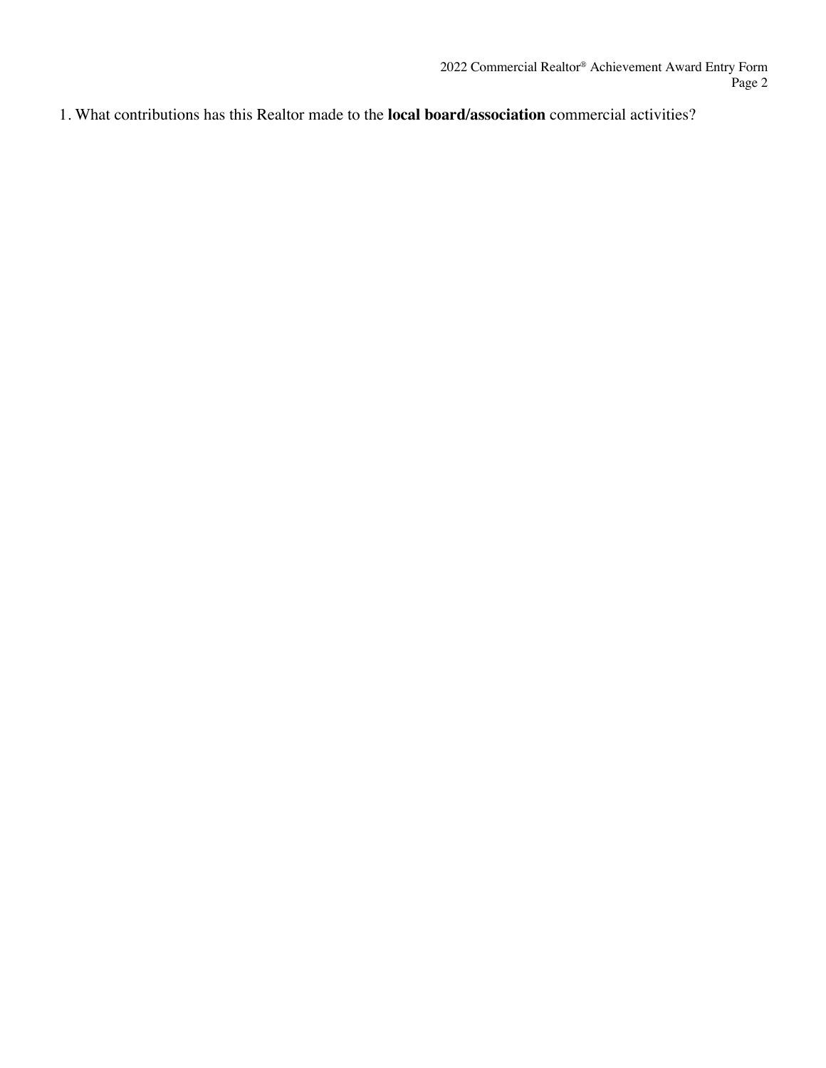1. What contributions has this Realtor made to the **local board/association** commercial activities?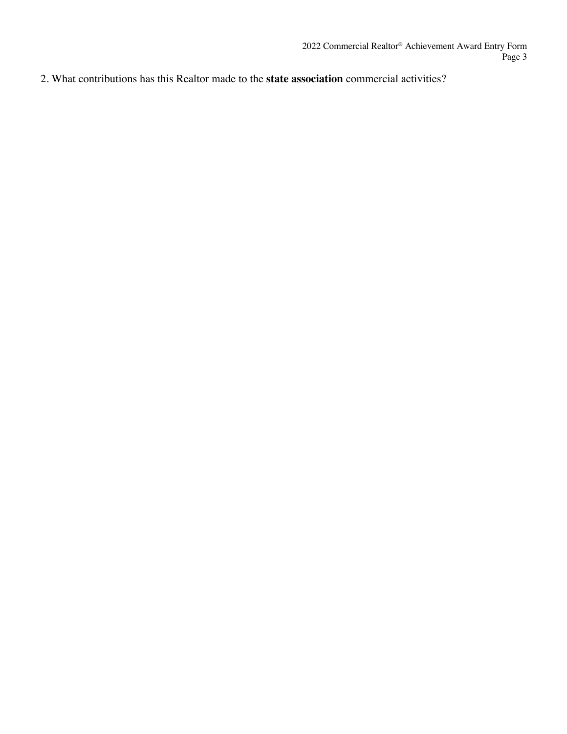2. What contributions has this Realtor made to the **state association** commercial activities?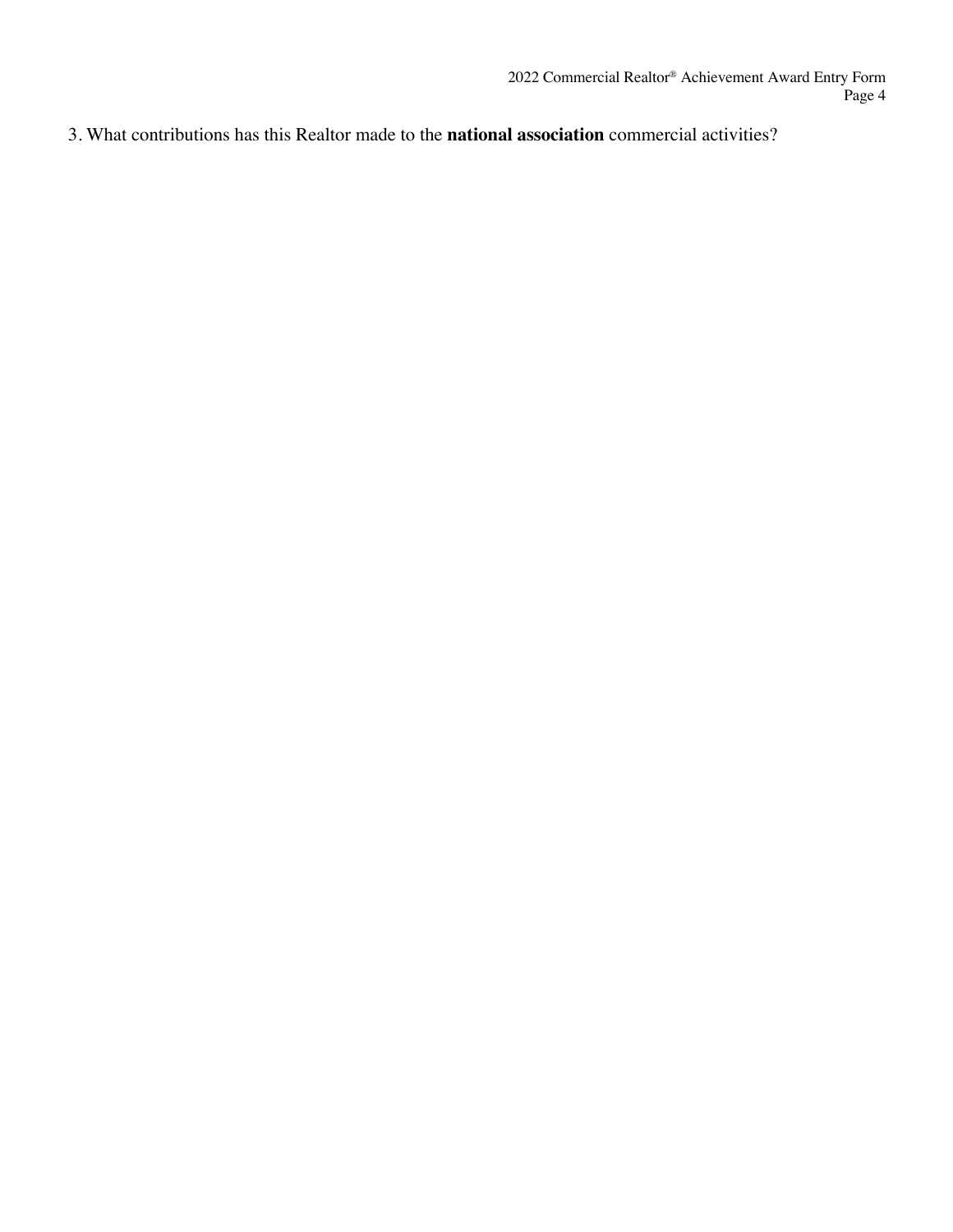3. What contributions has this Realtor made to the **national association** commercial activities?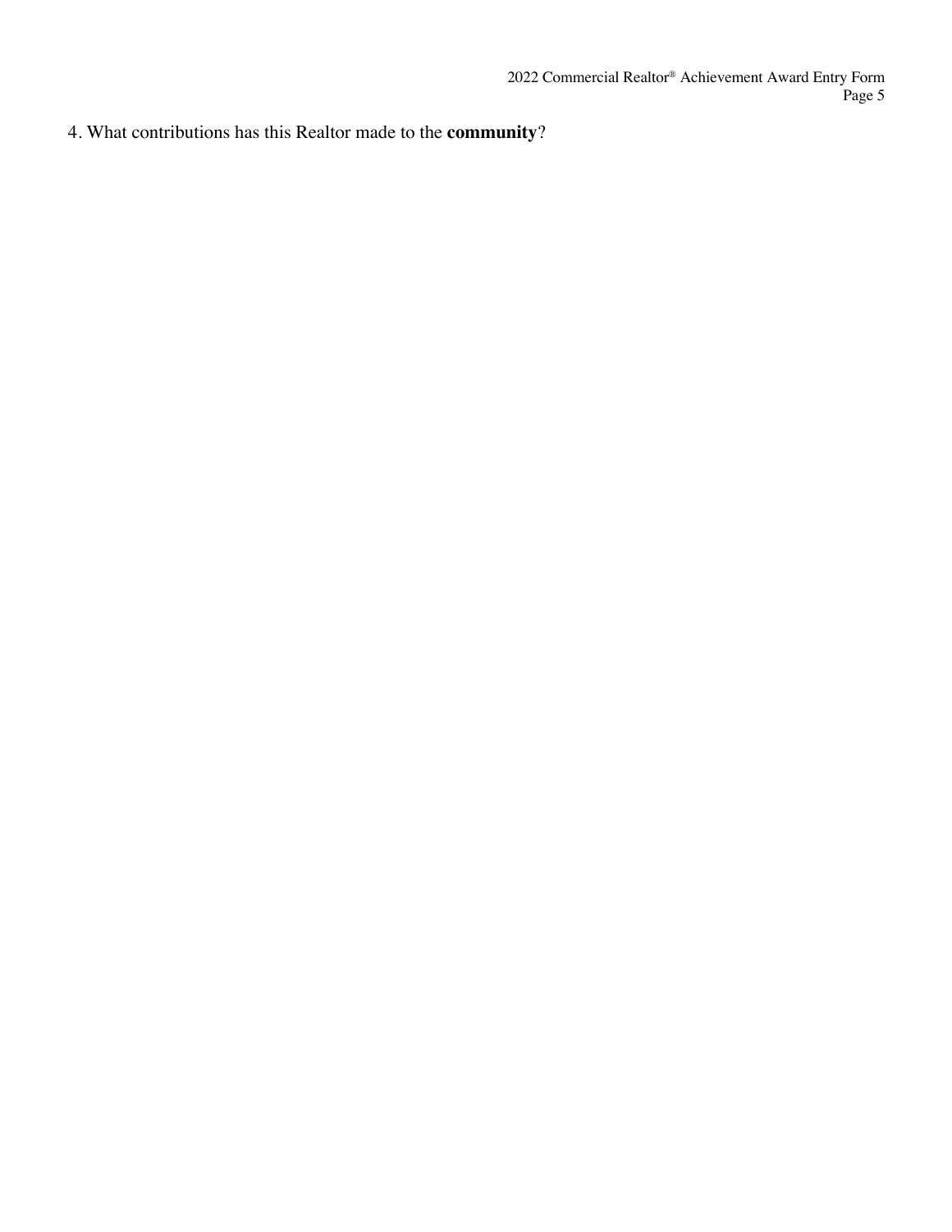4. What contributions has this Realtor made to the **community**?